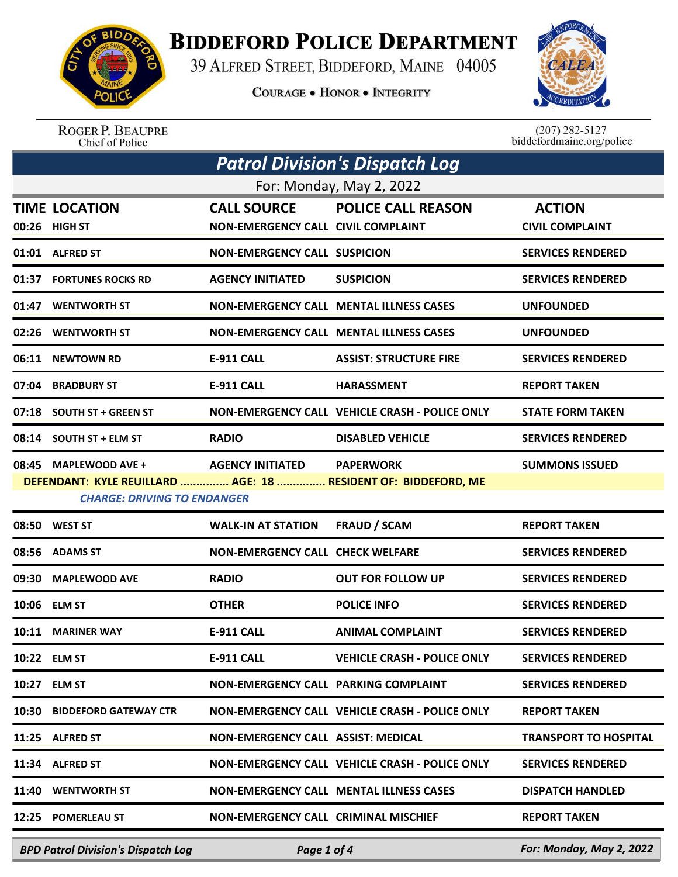# Biddeford Police Department

39 Alfred Street, Biddeford, Maine 04005

Courage • Honor • Integrity

Roger P. Beaupre
Chief of Police

(207) 282-5127
biddefordmaine.org/police

## Patrol Division's Dispatch Log

For: Monday, May 2, 2022

| TIME | LOCATION | CALL SOURCE | POLICE CALL REASON | ACTION |
|---|---|---|---|---|
| 00:26 | HIGH ST | NON-EMERGENCY CALL | CIVIL COMPLAINT | CIVIL COMPLAINT |
| 01:01 | ALFRED ST | NON-EMERGENCY CALL | SUSPICION | SERVICES RENDERED |
| 01:37 | FORTUNES ROCKS RD | AGENCY INITIATED | SUSPICION | SERVICES RENDERED |
| 01:47 | WENTWORTH ST | NON-EMERGENCY CALL | MENTAL ILLNESS CASES | UNFOUNDED |
| 02:26 | WENTWORTH ST | NON-EMERGENCY CALL | MENTAL ILLNESS CASES | UNFOUNDED |
| 06:11 | NEWTOWN RD | E-911 CALL | ASSIST: STRUCTURE FIRE | SERVICES RENDERED |
| 07:04 | BRADBURY ST | E-911 CALL | HARASSMENT | REPORT TAKEN |
| 07:18 | SOUTH ST + GREEN ST | NON-EMERGENCY CALL | VEHICLE CRASH - POLICE ONLY | STATE FORM TAKEN |
| 08:14 | SOUTH ST + ELM ST | RADIO | DISABLED VEHICLE | SERVICES RENDERED |
| 08:45 | MAPLEWOOD AVE + | AGENCY INITIATED | PAPERWORK | SUMMONS ISSUED |
| | DEFENDANT: KYLE REUILLARD ............... AGE: 18 ............... RESIDENT OF: BIDDEFORD, ME | | | |
| | *CHARGE: DRIVING TO ENDANGER* | | | |
| 08:50 | WEST ST | WALK-IN AT STATION | FRAUD / SCAM | REPORT TAKEN |
| 08:56 | ADAMS ST | NON-EMERGENCY CALL | CHECK WELFARE | SERVICES RENDERED |
| 09:30 | MAPLEWOOD AVE | RADIO | OUT FOR FOLLOW UP | SERVICES RENDERED |
| 10:06 | ELM ST | OTHER | POLICE INFO | SERVICES RENDERED |
| 10:11 | MARINER WAY | E-911 CALL | ANIMAL COMPLAINT | SERVICES RENDERED |
| 10:22 | ELM ST | E-911 CALL | VEHICLE CRASH - POLICE ONLY | SERVICES RENDERED |
| 10:27 | ELM ST | NON-EMERGENCY CALL | PARKING COMPLAINT | SERVICES RENDERED |
| 10:30 | BIDDEFORD GATEWAY CTR | NON-EMERGENCY CALL | VEHICLE CRASH - POLICE ONLY | REPORT TAKEN |
| 11:25 | ALFRED ST | NON-EMERGENCY CALL | ASSIST: MEDICAL | TRANSPORT TO HOSPITAL |
| 11:34 | ALFRED ST | NON-EMERGENCY CALL | VEHICLE CRASH - POLICE ONLY | SERVICES RENDERED |
| 11:40 | WENTWORTH ST | NON-EMERGENCY CALL | MENTAL ILLNESS CASES | DISPATCH HANDLED |
| 12:25 | POMERLEAU ST | NON-EMERGENCY CALL | CRIMINAL MISCHIEF | REPORT TAKEN |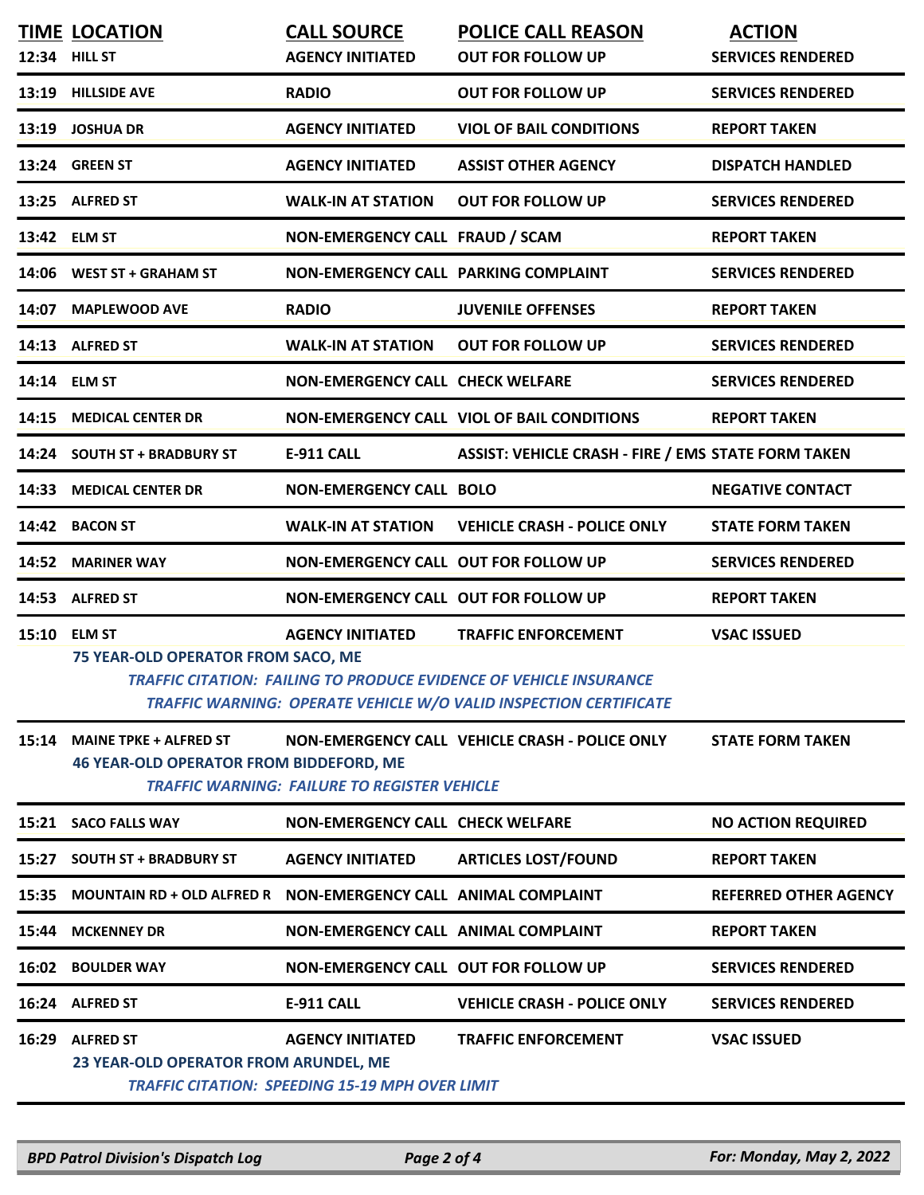| TIME | LOCATION | CALL SOURCE | POLICE CALL REASON | ACTION |
| --- | --- | --- | --- | --- |
| 12:34 | HILL ST | AGENCY INITIATED | OUT FOR FOLLOW UP | SERVICES RENDERED |
| 13:19 | HILLSIDE AVE | RADIO | OUT FOR FOLLOW UP | SERVICES RENDERED |
| 13:19 | JOSHUA DR | AGENCY INITIATED | VIOL OF BAIL CONDITIONS | REPORT TAKEN |
| 13:24 | GREEN ST | AGENCY INITIATED | ASSIST OTHER AGENCY | DISPATCH HANDLED |
| 13:25 | ALFRED ST | WALK-IN AT STATION | OUT FOR FOLLOW UP | SERVICES RENDERED |
| 13:42 | ELM ST | NON-EMERGENCY CALL | FRAUD / SCAM | REPORT TAKEN |
| 14:06 | WEST ST + GRAHAM ST | NON-EMERGENCY CALL | PARKING COMPLAINT | SERVICES RENDERED |
| 14:07 | MAPLEWOOD AVE | RADIO | JUVENILE OFFENSES | REPORT TAKEN |
| 14:13 | ALFRED ST | WALK-IN AT STATION | OUT FOR FOLLOW UP | SERVICES RENDERED |
| 14:14 | ELM ST | NON-EMERGENCY CALL | CHECK WELFARE | SERVICES RENDERED |
| 14:15 | MEDICAL CENTER DR | NON-EMERGENCY CALL | VIOL OF BAIL CONDITIONS | REPORT TAKEN |
| 14:24 | SOUTH ST + BRADBURY ST | E-911 CALL | ASSIST: VEHICLE CRASH - FIRE / EMS | STATE FORM TAKEN |
| 14:33 | MEDICAL CENTER DR | NON-EMERGENCY CALL | BOLO | NEGATIVE CONTACT |
| 14:42 | BACON ST | WALK-IN AT STATION | VEHICLE CRASH - POLICE ONLY | STATE FORM TAKEN |
| 14:52 | MARINER WAY | NON-EMERGENCY CALL | OUT FOR FOLLOW UP | SERVICES RENDERED |
| 14:53 | ALFRED ST | NON-EMERGENCY CALL | OUT FOR FOLLOW UP | REPORT TAKEN |
| 15:10 | ELM ST | AGENCY INITIATED | TRAFFIC ENFORCEMENT | VSAC ISSUED |
| | 75 YEAR-OLD OPERATOR FROM SACO, ME<br>*TRAFFIC CITATION: FAILING TO PRODUCE EVIDENCE OF VEHICLE INSURANCE*<br>*TRAFFIC WARNING: OPERATE VEHICLE W/O VALID INSPECTION CERTIFICATE* | | | |
| 15:14 | MAINE TPKE + ALFRED ST | NON-EMERGENCY CALL | VEHICLE CRASH - POLICE ONLY | STATE FORM TAKEN |
| | 46 YEAR-OLD OPERATOR FROM BIDDEFORD, ME<br>*TRAFFIC WARNING: FAILURE TO REGISTER VEHICLE* | | | |
| 15:21 | SACO FALLS WAY | NON-EMERGENCY CALL | CHECK WELFARE | NO ACTION REQUIRED |
| 15:27 | SOUTH ST + BRADBURY ST | AGENCY INITIATED | ARTICLES LOST/FOUND | REPORT TAKEN |
| 15:35 | MOUNTAIN RD + OLD ALFRED R | NON-EMERGENCY CALL | ANIMAL COMPLAINT | REFERRED OTHER AGENCY |
| 15:44 | MCKENNEY DR | NON-EMERGENCY CALL | ANIMAL COMPLAINT | REPORT TAKEN |
| 16:02 | BOULDER WAY | NON-EMERGENCY CALL | OUT FOR FOLLOW UP | SERVICES RENDERED |
| 16:24 | ALFRED ST | E-911 CALL | VEHICLE CRASH - POLICE ONLY | SERVICES RENDERED |
| 16:29 | ALFRED ST | AGENCY INITIATED | TRAFFIC ENFORCEMENT | VSAC ISSUED |
| | 23 YEAR-OLD OPERATOR FROM ARUNDEL, ME<br>*TRAFFIC CITATION: SPEEDING 15-19 MPH OVER LIMIT* | | | |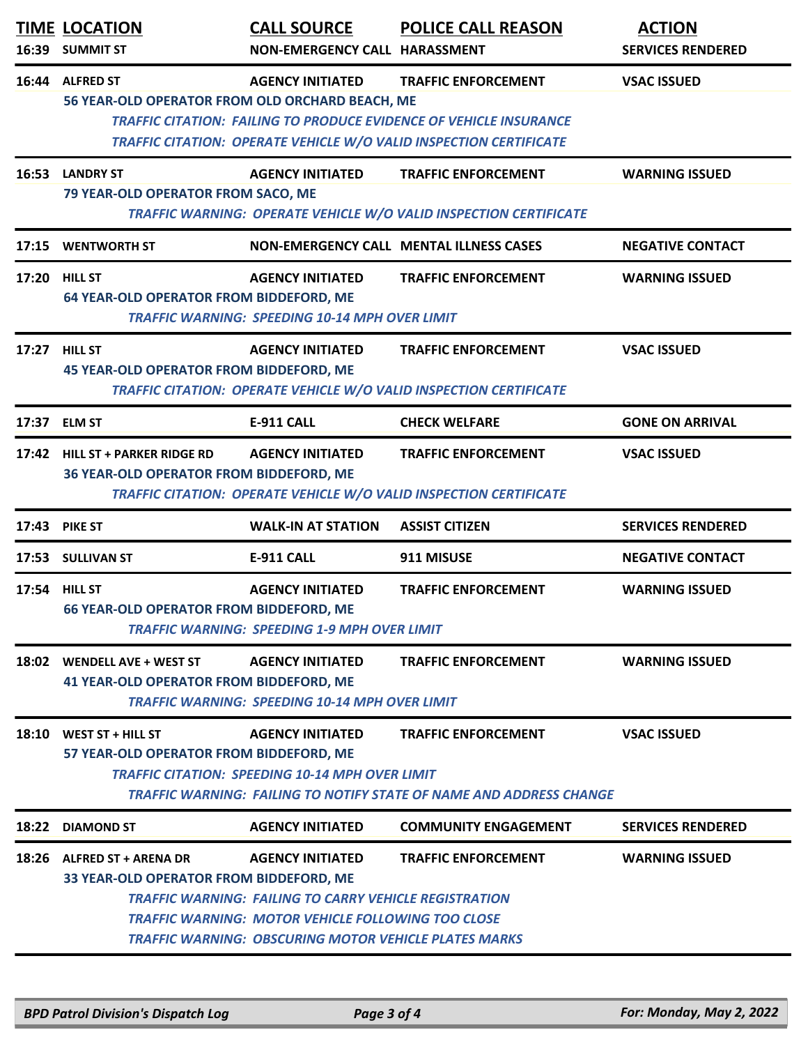| TIME | LOCATION | CALL SOURCE | POLICE CALL REASON | ACTION |
|---|---|---|---|---|
| 16:39 | SUMMIT ST | NON-EMERGENCY CALL | HARASSMENT | SERVICES RENDERED |
| 16:44 | ALFRED ST | AGENCY INITIATED | TRAFFIC ENFORCEMENT | VSAC ISSUED |
| | 56 YEAR-OLD OPERATOR FROM OLD ORCHARD BEACH, ME | | | |
| | *TRAFFIC CITATION: FAILING TO PRODUCE EVIDENCE OF VEHICLE INSURANCE* | | | |
| | *TRAFFIC CITATION: OPERATE VEHICLE W/O VALID INSPECTION CERTIFICATE* | | | |
| 16:53 | LANDRY ST | AGENCY INITIATED | TRAFFIC ENFORCEMENT | WARNING ISSUED |
| | 79 YEAR-OLD OPERATOR FROM SACO, ME | | | |
| | *TRAFFIC WARNING: OPERATE VEHICLE W/O VALID INSPECTION CERTIFICATE* | | | |
| 17:15 | WENTWORTH ST | NON-EMERGENCY CALL | MENTAL ILLNESS CASES | NEGATIVE CONTACT |
| 17:20 | HILL ST | AGENCY INITIATED | TRAFFIC ENFORCEMENT | WARNING ISSUED |
| | 64 YEAR-OLD OPERATOR FROM BIDDEFORD, ME | | | |
| | *TRAFFIC WARNING: SPEEDING 10-14 MPH OVER LIMIT* | | | |
| 17:27 | HILL ST | AGENCY INITIATED | TRAFFIC ENFORCEMENT | VSAC ISSUED |
| | 45 YEAR-OLD OPERATOR FROM BIDDEFORD, ME | | | |
| | *TRAFFIC CITATION: OPERATE VEHICLE W/O VALID INSPECTION CERTIFICATE* | | | |
| 17:37 | ELM ST | E-911 CALL | CHECK WELFARE | GONE ON ARRIVAL |
| 17:42 | HILL ST + PARKER RIDGE RD | AGENCY INITIATED | TRAFFIC ENFORCEMENT | VSAC ISSUED |
| | 36 YEAR-OLD OPERATOR FROM BIDDEFORD, ME | | | |
| | *TRAFFIC CITATION: OPERATE VEHICLE W/O VALID INSPECTION CERTIFICATE* | | | |
| 17:43 | PIKE ST | WALK-IN AT STATION | ASSIST CITIZEN | SERVICES RENDERED |
| 17:53 | SULLIVAN ST | E-911 CALL | 911 MISUSE | NEGATIVE CONTACT |
| 17:54 | HILL ST | AGENCY INITIATED | TRAFFIC ENFORCEMENT | WARNING ISSUED |
| | 66 YEAR-OLD OPERATOR FROM BIDDEFORD, ME | | | |
| | *TRAFFIC WARNING: SPEEDING 1-9 MPH OVER LIMIT* | | | |
| 18:02 | WENDELL AVE + WEST ST | AGENCY INITIATED | TRAFFIC ENFORCEMENT | WARNING ISSUED |
| | 41 YEAR-OLD OPERATOR FROM BIDDEFORD, ME | | | |
| | *TRAFFIC WARNING: SPEEDING 10-14 MPH OVER LIMIT* | | | |
| 18:10 | WEST ST + HILL ST | AGENCY INITIATED | TRAFFIC ENFORCEMENT | VSAC ISSUED |
| | 57 YEAR-OLD OPERATOR FROM BIDDEFORD, ME | | | |
| | *TRAFFIC CITATION: SPEEDING 10-14 MPH OVER LIMIT* | | | |
| | *TRAFFIC WARNING: FAILING TO NOTIFY STATE OF NAME AND ADDRESS CHANGE* | | | |
| 18:22 | DIAMOND ST | AGENCY INITIATED | COMMUNITY ENGAGEMENT | SERVICES RENDERED |
| 18:26 | ALFRED ST + ARENA DR | AGENCY INITIATED | TRAFFIC ENFORCEMENT | WARNING ISSUED |
| | 33 YEAR-OLD OPERATOR FROM BIDDEFORD, ME | | | |
| | *TRAFFIC WARNING: FAILING TO CARRY VEHICLE REGISTRATION* | | | |
| | *TRAFFIC WARNING: MOTOR VEHICLE FOLLOWING TOO CLOSE* | | | |
| | *TRAFFIC WARNING: OBSCURING MOTOR VEHICLE PLATES MARKS* | | | |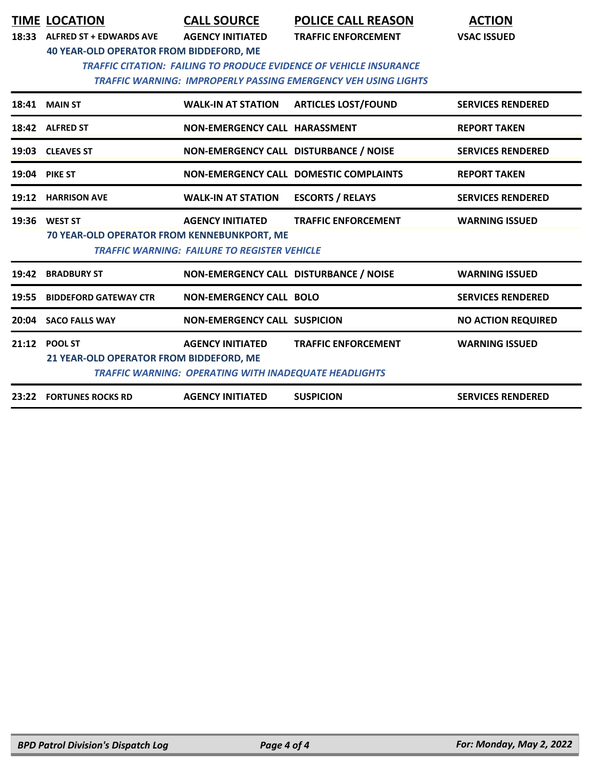| TIME | LOCATION | CALL SOURCE | POLICE CALL REASON | ACTION |
|---|---|---|---|---|
| 18:33 | ALFRED ST + EDWARDS AVE | AGENCY INITIATED | TRAFFIC ENFORCEMENT | VSAC ISSUED |
| | 40 YEAR-OLD OPERATOR FROM BIDDEFORD, ME | | | |
| | *TRAFFIC CITATION: FAILING TO PRODUCE EVIDENCE OF VEHICLE INSURANCE* | | | |
| | *TRAFFIC WARNING: IMPROPERLY PASSING EMERGENCY VEH USING LIGHTS* | | | |
| 18:41 | MAIN ST | WALK-IN AT STATION | ARTICLES LOST/FOUND | SERVICES RENDERED |
| 18:42 | ALFRED ST | NON-EMERGENCY CALL | HARASSMENT | REPORT TAKEN |
| 19:03 | CLEAVES ST | NON-EMERGENCY CALL | DISTURBANCE / NOISE | SERVICES RENDERED |
| 19:04 | PIKE ST | NON-EMERGENCY CALL | DOMESTIC COMPLAINTS | REPORT TAKEN |
| 19:12 | HARRISON AVE | WALK-IN AT STATION | ESCORTS / RELAYS | SERVICES RENDERED |
| 19:36 | WEST ST | AGENCY INITIATED | TRAFFIC ENFORCEMENT | WARNING ISSUED |
| | 70 YEAR-OLD OPERATOR FROM KENNEBUNKPORT, ME | | | |
| | *TRAFFIC WARNING: FAILURE TO REGISTER VEHICLE* | | | |
| 19:42 | BRADBURY ST | NON-EMERGENCY CALL | DISTURBANCE / NOISE | WARNING ISSUED |
| 19:55 | BIDDEFORD GATEWAY CTR | NON-EMERGENCY CALL | BOLO | SERVICES RENDERED |
| 20:04 | SACO FALLS WAY | NON-EMERGENCY CALL | SUSPICION | NO ACTION REQUIRED |
| 21:12 | POOL ST | AGENCY INITIATED | TRAFFIC ENFORCEMENT | WARNING ISSUED |
| | 21 YEAR-OLD OPERATOR FROM BIDDEFORD, ME | | | |
| | *TRAFFIC WARNING: OPERATING WITH INADEQUATE HEADLIGHTS* | | | |
| 23:22 | FORTUNES ROCKS RD | AGENCY INITIATED | SUSPICION | SERVICES RENDERED |